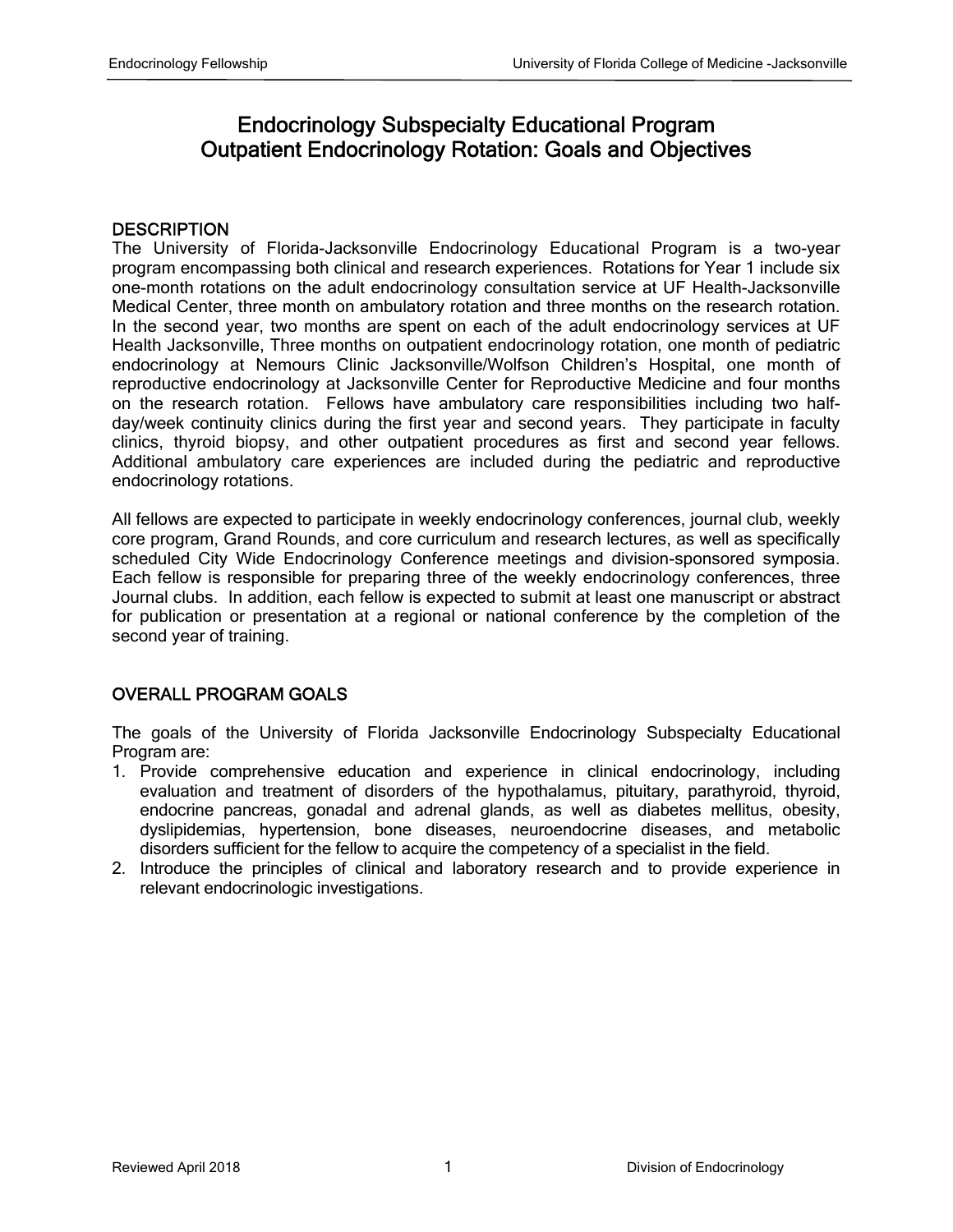# Endocrinology Subspecialty Educational Program
# Outpatient Endocrinology Rotation: Goals and Objectives

## DESCRIPTION

The University of Florida-Jacksonville Endocrinology Educational Program is a two-year program encompassing both clinical and research experiences. Rotations for Year 1 include six one-month rotations on the adult endocrinology consultation service at UF Health-Jacksonville Medical Center, three month on ambulatory rotation and three months on the research rotation. In the second year, two months are spent on each of the adult endocrinology services at UF Health Jacksonville, Three months on outpatient endocrinology rotation, one month of pediatric endocrinology at Nemours Clinic Jacksonville/Wolfson Children's Hospital, one month of reproductive endocrinology at Jacksonville Center for Reproductive Medicine and four months on the research rotation. Fellows have ambulatory care responsibilities including two half-day/week continuity clinics during the first year and second years. They participate in faculty clinics, thyroid biopsy, and other outpatient procedures as first and second year fellows. Additional ambulatory care experiences are included during the pediatric and reproductive endocrinology rotations.

All fellows are expected to participate in weekly endocrinology conferences, journal club, weekly core program, Grand Rounds, and core curriculum and research lectures, as well as specifically scheduled City Wide Endocrinology Conference meetings and division-sponsored symposia. Each fellow is responsible for preparing three of the weekly endocrinology conferences, three Journal clubs. In addition, each fellow is expected to submit at least one manuscript or abstract for publication or presentation at a regional or national conference by the completion of the second year of training.

## OVERALL PROGRAM GOALS

The goals of the University of Florida Jacksonville Endocrinology Subspecialty Educational Program are:

1. Provide comprehensive education and experience in clinical endocrinology, including evaluation and treatment of disorders of the hypothalamus, pituitary, parathyroid, thyroid, endocrine pancreas, gonadal and adrenal glands, as well as diabetes mellitus, obesity, dyslipidemias, hypertension, bone diseases, neuroendocrine diseases, and metabolic disorders sufficient for the fellow to acquire the competency of a specialist in the field.
2. Introduce the principles of clinical and laboratory research and to provide experience in relevant endocrinologic investigations.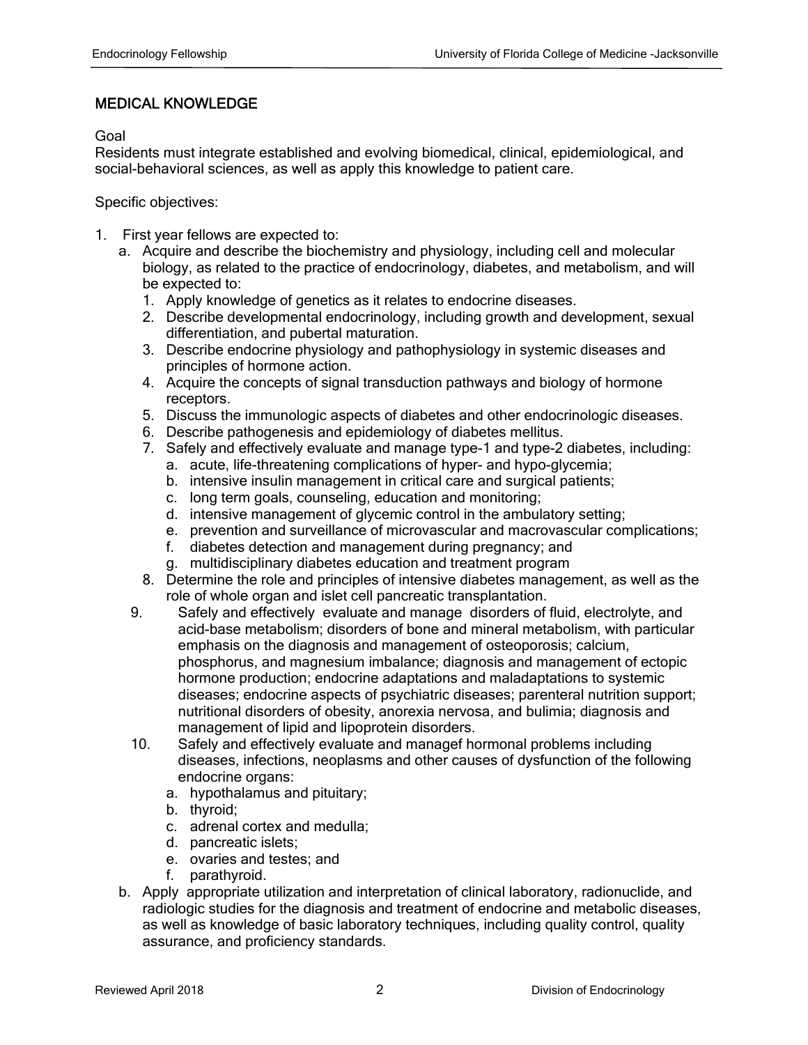## MEDICAL KNOWLEDGE

Goal

Residents must integrate established and evolving biomedical, clinical, epidemiological, and social-behavioral sciences, as well as apply this knowledge to patient care.

Specific objectives:

1. First year fellows are expected to:
   a. Acquire and describe the biochemistry and physiology, including cell and molecular biology, as related to the practice of endocrinology, diabetes, and metabolism, and will be expected to:
      1. Apply knowledge of genetics as it relates to endocrine diseases.
      2. Describe developmental endocrinology, including growth and development, sexual differentiation, and pubertal maturation.
      3. Describe endocrine physiology and pathophysiology in systemic diseases and principles of hormone action.
      4. Acquire the concepts of signal transduction pathways and biology of hormone receptors.
      5. Discuss the immunologic aspects of diabetes and other endocrinologic diseases.
      6. Describe pathogenesis and epidemiology of diabetes mellitus.
      7. Safely and effectively evaluate and manage type-1 and type-2 diabetes, including:
         a. acute, life-threatening complications of hyper- and hypo-glycemia;
         b. intensive insulin management in critical care and surgical patients;
         c. long term goals, counseling, education and monitoring;
         d. intensive management of glycemic control in the ambulatory setting;
         e. prevention and surveillance of microvascular and macrovascular complications;
         f. diabetes detection and management during pregnancy; and
         g. multidisciplinary diabetes education and treatment program
      8. Determine the role and principles of intensive diabetes management, as well as the role of whole organ and islet cell pancreatic transplantation.
      9. Safely and effectively evaluate and manage disorders of fluid, electrolyte, and acid-base metabolism; disorders of bone and mineral metabolism, with particular emphasis on the diagnosis and management of osteoporosis; calcium, phosphorus, and magnesium imbalance; diagnosis and management of ectopic hormone production; endocrine adaptations and maladaptations to systemic diseases; endocrine aspects of psychiatric diseases; parenteral nutrition support; nutritional disorders of obesity, anorexia nervosa, and bulimia; diagnosis and management of lipid and lipoprotein disorders.
      10. Safely and effectively evaluate and managef hormonal problems including diseases, infections, neoplasms and other causes of dysfunction of the following endocrine organs:
          a. hypothalamus and pituitary;
          b. thyroid;
          c. adrenal cortex and medulla;
          d. pancreatic islets;
          e. ovaries and testes; and
          f. parathyroid.

   b. Apply appropriate utilization and interpretation of clinical laboratory, radionuclide, and radiologic studies for the diagnosis and treatment of endocrine and metabolic diseases, as well as knowledge of basic laboratory techniques, including quality control, quality assurance, and proficiency standards.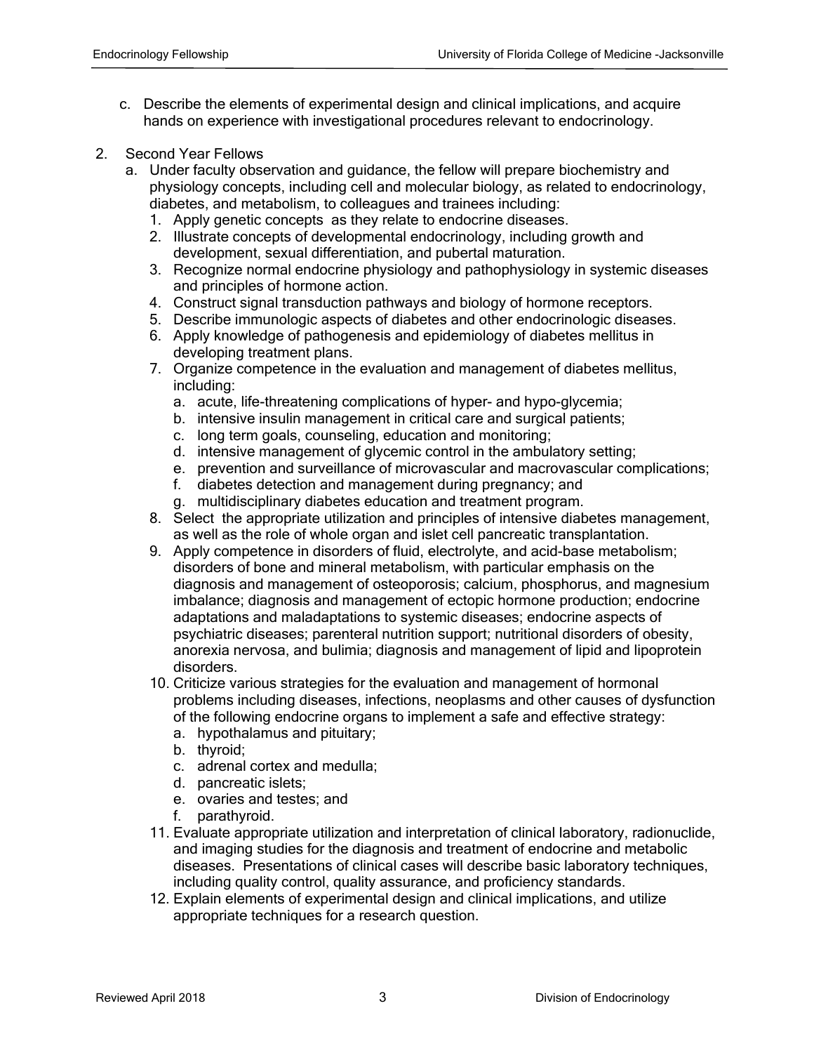c. Describe the elements of experimental design and clinical implications, and acquire hands on experience with investigational procedures relevant to endocrinology.

2. Second Year Fellows
   a. Under faculty observation and guidance, the fellow will prepare biochemistry and physiology concepts, including cell and molecular biology, as related to endocrinology, diabetes, and metabolism, to colleagues and trainees including:
      1. Apply genetic concepts as they relate to endocrine diseases.
      2. Illustrate concepts of developmental endocrinology, including growth and development, sexual differentiation, and pubertal maturation.
      3. Recognize normal endocrine physiology and pathophysiology in systemic diseases and principles of hormone action.
      4. Construct signal transduction pathways and biology of hormone receptors.
      5. Describe immunologic aspects of diabetes and other endocrinologic diseases.
      6. Apply knowledge of pathogenesis and epidemiology of diabetes mellitus in developing treatment plans.
      7. Organize competence in the evaluation and management of diabetes mellitus, including:
         a. acute, life-threatening complications of hyper- and hypo-glycemia;
         b. intensive insulin management in critical care and surgical patients;
         c. long term goals, counseling, education and monitoring;
         d. intensive management of glycemic control in the ambulatory setting;
         e. prevention and surveillance of microvascular and macrovascular complications;
         f. diabetes detection and management during pregnancy; and
         g. multidisciplinary diabetes education and treatment program.
      8. Select the appropriate utilization and principles of intensive diabetes management, as well as the role of whole organ and islet cell pancreatic transplantation.
      9. Apply competence in disorders of fluid, electrolyte, and acid-base metabolism; disorders of bone and mineral metabolism, with particular emphasis on the diagnosis and management of osteoporosis; calcium, phosphorus, and magnesium imbalance; diagnosis and management of ectopic hormone production; endocrine adaptations and maladaptations to systemic diseases; endocrine aspects of psychiatric diseases; parenteral nutrition support; nutritional disorders of obesity, anorexia nervosa, and bulimia; diagnosis and management of lipid and lipoprotein disorders.
      10. Criticize various strategies for the evaluation and management of hormonal problems including diseases, infections, neoplasms and other causes of dysfunction of the following endocrine organs to implement a safe and effective strategy:
          a. hypothalamus and pituitary;
          b. thyroid;
          c. adrenal cortex and medulla;
          d. pancreatic islets;
          e. ovaries and testes; and
          f. parathyroid.
      11. Evaluate appropriate utilization and interpretation of clinical laboratory, radionuclide, and imaging studies for the diagnosis and treatment of endocrine and metabolic diseases. Presentations of clinical cases will describe basic laboratory techniques, including quality control, quality assurance, and proficiency standards.
      12. Explain elements of experimental design and clinical implications, and utilize appropriate techniques for a research question.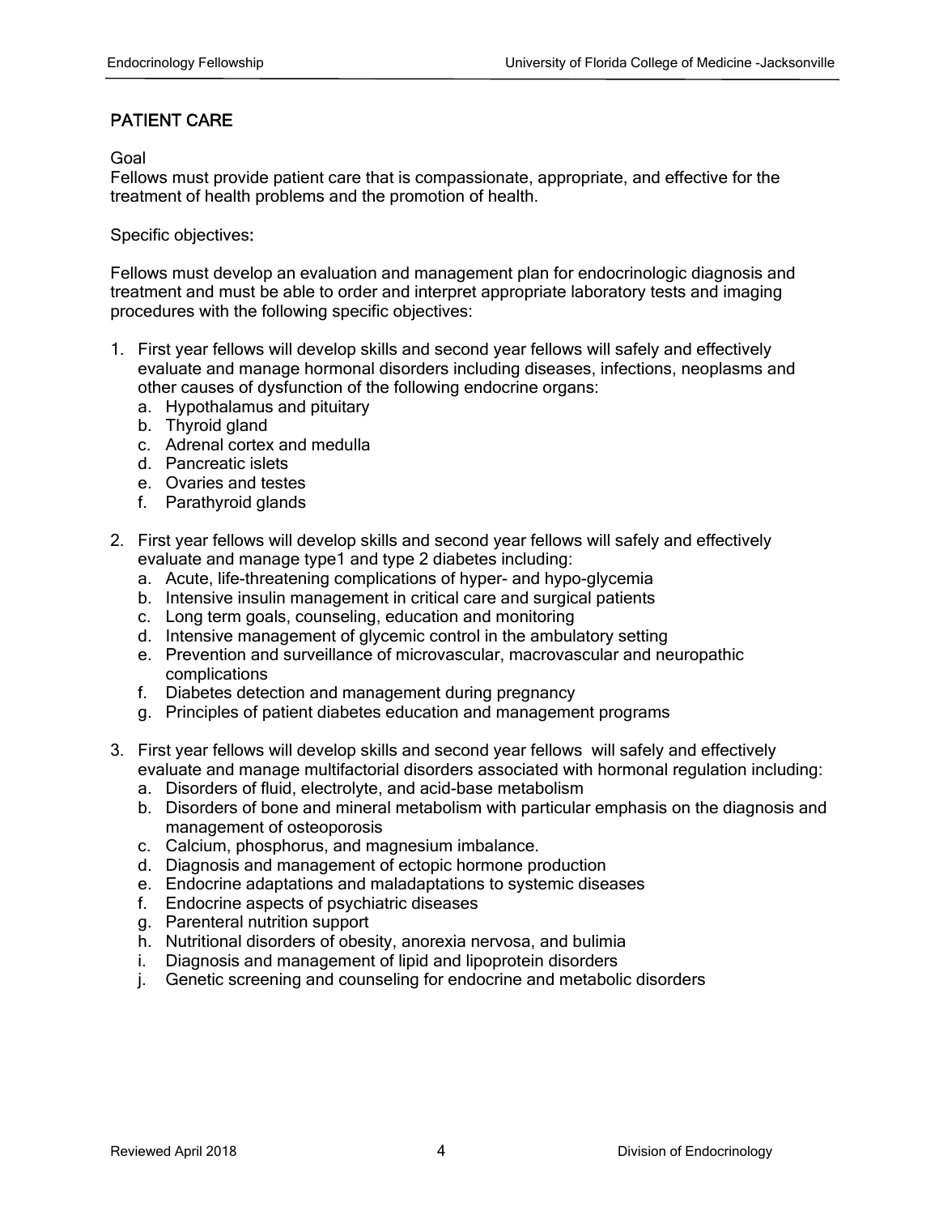## PATIENT CARE

Goal
Fellows must provide patient care that is compassionate, appropriate, and effective for the treatment of health problems and the promotion of health.

Specific objectives:

Fellows must develop an evaluation and management plan for endocrinologic diagnosis and treatment and must be able to order and interpret appropriate laboratory tests and imaging procedures with the following specific objectives:

1. First year fellows will develop skills and second year fellows will safely and effectively evaluate and manage hormonal disorders including diseases, infections, neoplasms and other causes of dysfunction of the following endocrine organs:
   a. Hypothalamus and pituitary
   b. Thyroid gland
   c. Adrenal cortex and medulla
   d. Pancreatic islets
   e. Ovaries and testes
   f. Parathyroid glands

2. First year fellows will develop skills and second year fellows will safely and effectively evaluate and manage type1 and type 2 diabetes including:
   a. Acute, life-threatening complications of hyper- and hypo-glycemia
   b. Intensive insulin management in critical care and surgical patients
   c. Long term goals, counseling, education and monitoring
   d. Intensive management of glycemic control in the ambulatory setting
   e. Prevention and surveillance of microvascular, macrovascular and neuropathic complications
   f. Diabetes detection and management during pregnancy
   g. Principles of patient diabetes education and management programs

3. First year fellows will develop skills and second year fellows will safely and effectively evaluate and manage multifactorial disorders associated with hormonal regulation including:
   a. Disorders of fluid, electrolyte, and acid-base metabolism
   b. Disorders of bone and mineral metabolism with particular emphasis on the diagnosis and management of osteoporosis
   c. Calcium, phosphorus, and magnesium imbalance.
   d. Diagnosis and management of ectopic hormone production
   e. Endocrine adaptations and maladaptations to systemic diseases
   f. Endocrine aspects of psychiatric diseases
   g. Parenteral nutrition support
   h. Nutritional disorders of obesity, anorexia nervosa, and bulimia
   i. Diagnosis and management of lipid and lipoprotein disorders
   j. Genetic screening and counseling for endocrine and metabolic disorders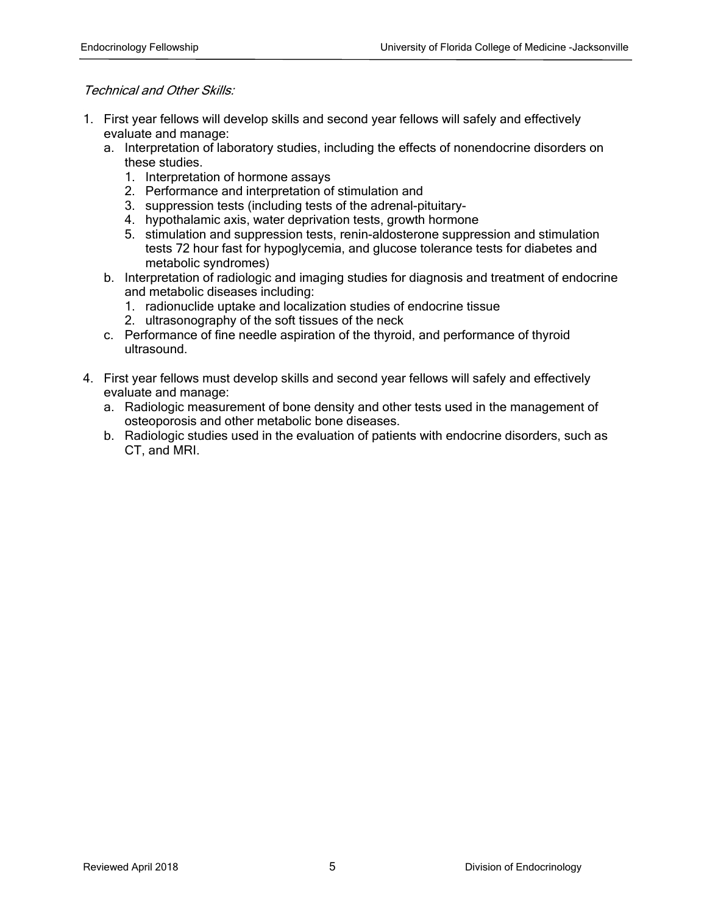*Technical and Other Skills:*

1. First year fellows will develop skills and second year fellows will safely and effectively evaluate and manage:
   a. Interpretation of laboratory studies, including the effects of nonendocrine disorders on these studies.
      1. Interpretation of hormone assays
      2. Performance and interpretation of stimulation and
      3. suppression tests (including tests of the adrenal-pituitary-
      4. hypothalamic axis, water deprivation tests, growth hormone
      5. stimulation and suppression tests, renin-aldosterone suppression and stimulation tests 72 hour fast for hypoglycemia, and glucose tolerance tests for diabetes and metabolic syndromes)

   b. Interpretation of radiologic and imaging studies for diagnosis and treatment of endocrine and metabolic diseases including:
      1. radionuclide uptake and localization studies of endocrine tissue
      2. ultrasonography of the soft tissues of the neck

   c. Performance of fine needle aspiration of the thyroid, and performance of thyroid ultrasound.

4. First year fellows must develop skills and second year fellows will safely and effectively evaluate and manage:
   a. Radiologic measurement of bone density and other tests used in the management of osteoporosis and other metabolic bone diseases.
   b. Radiologic studies used in the evaluation of patients with endocrine disorders, such as CT, and MRI.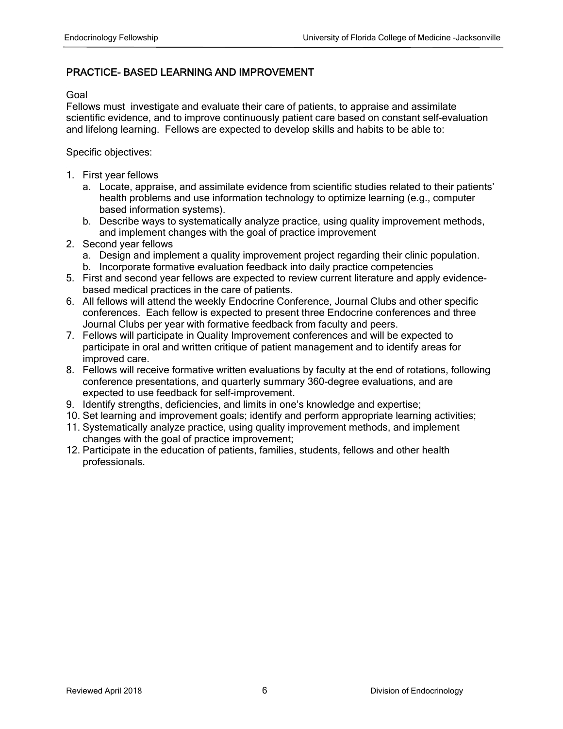## PRACTICE- BASED LEARNING AND IMPROVEMENT

Goal

Fellows must investigate and evaluate their care of patients, to appraise and assimilate scientific evidence, and to improve continuously patient care based on constant self-evaluation and lifelong learning. Fellows are expected to develop skills and habits to be able to:

Specific objectives:

1. First year fellows
   a. Locate, appraise, and assimilate evidence from scientific studies related to their patients' health problems and use information technology to optimize learning (e.g., computer based information systems).
   b. Describe ways to systematically analyze practice, using quality improvement methods, and implement changes with the goal of practice improvement
2. Second year fellows
   a. Design and implement a quality improvement project regarding their clinic population.
   b. Incorporate formative evaluation feedback into daily practice competencies
5. First and second year fellows are expected to review current literature and apply evidence-based medical practices in the care of patients.
6. All fellows will attend the weekly Endocrine Conference, Journal Clubs and other specific conferences. Each fellow is expected to present three Endocrine conferences and three Journal Clubs per year with formative feedback from faculty and peers.
7. Fellows will participate in Quality Improvement conferences and will be expected to participate in oral and written critique of patient management and to identify areas for improved care.
8. Fellows will receive formative written evaluations by faculty at the end of rotations, following conference presentations, and quarterly summary 360-degree evaluations, and are expected to use feedback for self-improvement.
9. Identify strengths, deficiencies, and limits in one's knowledge and expertise;
10. Set learning and improvement goals; identify and perform appropriate learning activities;
11. Systematically analyze practice, using quality improvement methods, and implement changes with the goal of practice improvement;
12. Participate in the education of patients, families, students, fellows and other health professionals.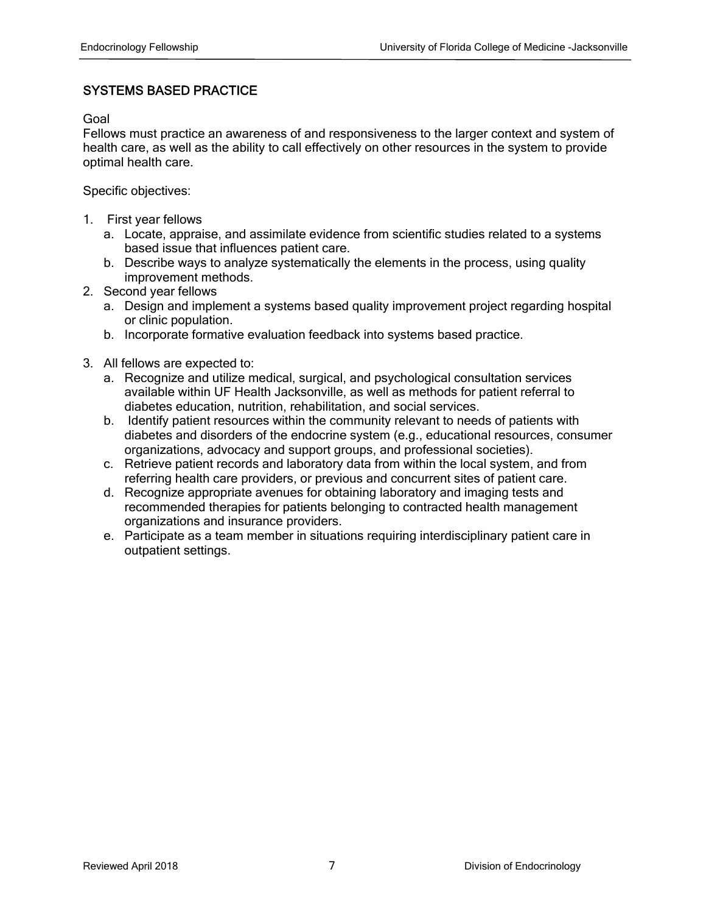## SYSTEMS BASED PRACTICE

Goal

Fellows must practice an awareness of and responsiveness to the larger context and system of health care, as well as the ability to call effectively on other resources in the system to provide optimal health care.

Specific objectives:

1. First year fellows
   a. Locate, appraise, and assimilate evidence from scientific studies related to a systems based issue that influences patient care.
   b. Describe ways to analyze systematically the elements in the process, using quality improvement methods.
2. Second year fellows
   a. Design and implement a systems based quality improvement project regarding hospital or clinic population.
   b. Incorporate formative evaluation feedback into systems based practice.
3. All fellows are expected to:
   a. Recognize and utilize medical, surgical, and psychological consultation services available within UF Health Jacksonville, as well as methods for patient referral to diabetes education, nutrition, rehabilitation, and social services.
   b. Identify patient resources within the community relevant to needs of patients with diabetes and disorders of the endocrine system (e.g., educational resources, consumer organizations, advocacy and support groups, and professional societies).
   c. Retrieve patient records and laboratory data from within the local system, and from referring health care providers, or previous and concurrent sites of patient care.
   d. Recognize appropriate avenues for obtaining laboratory and imaging tests and recommended therapies for patients belonging to contracted health management organizations and insurance providers.
   e. Participate as a team member in situations requiring interdisciplinary patient care in outpatient settings.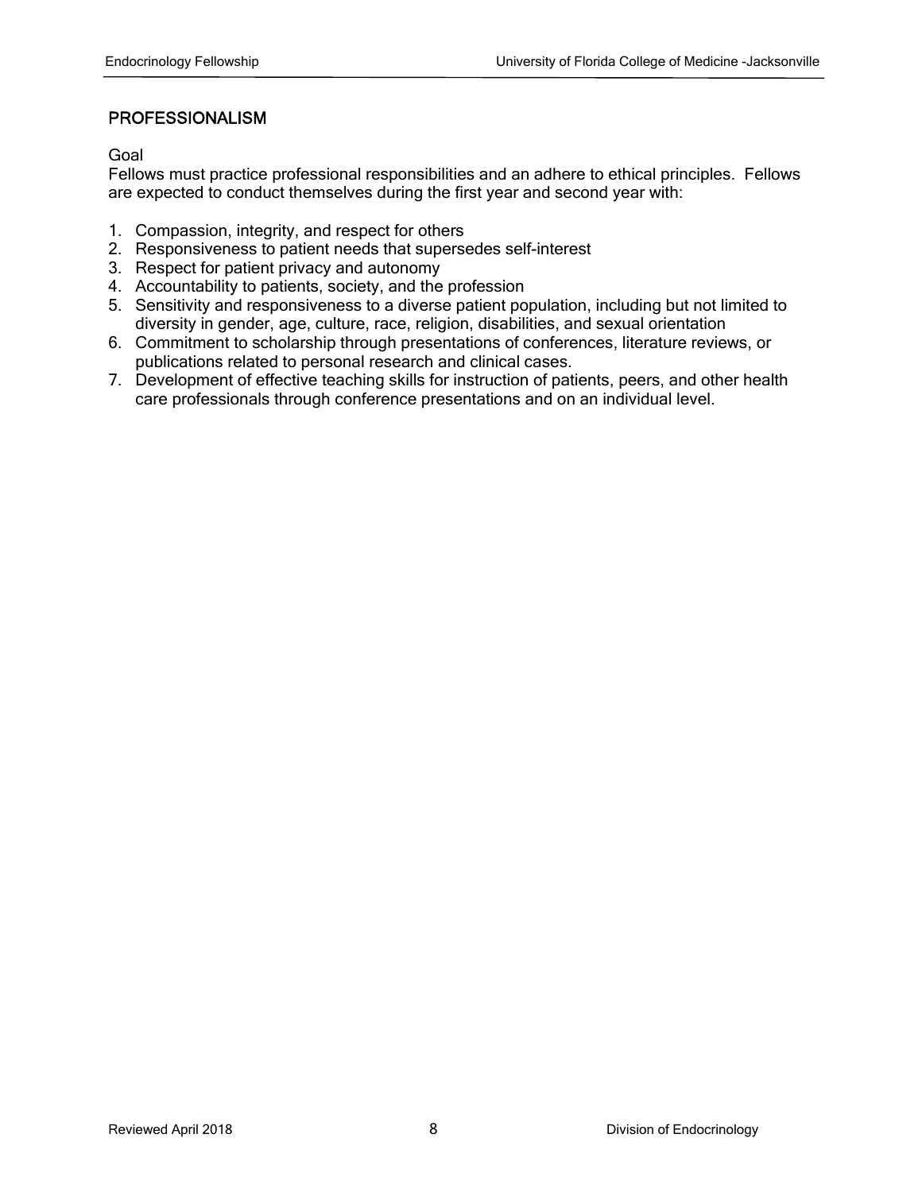## PROFESSIONALISM

Goal
Fellows must practice professional responsibilities and an adhere to ethical principles. Fellows are expected to conduct themselves during the first year and second year with:

1. Compassion, integrity, and respect for others
2. Responsiveness to patient needs that supersedes self-interest
3. Respect for patient privacy and autonomy
4. Accountability to patients, society, and the profession
5. Sensitivity and responsiveness to a diverse patient population, including but not limited to diversity in gender, age, culture, race, religion, disabilities, and sexual orientation
6. Commitment to scholarship through presentations of conferences, literature reviews, or publications related to personal research and clinical cases.
7. Development of effective teaching skills for instruction of patients, peers, and other health care professionals through conference presentations and on an individual level.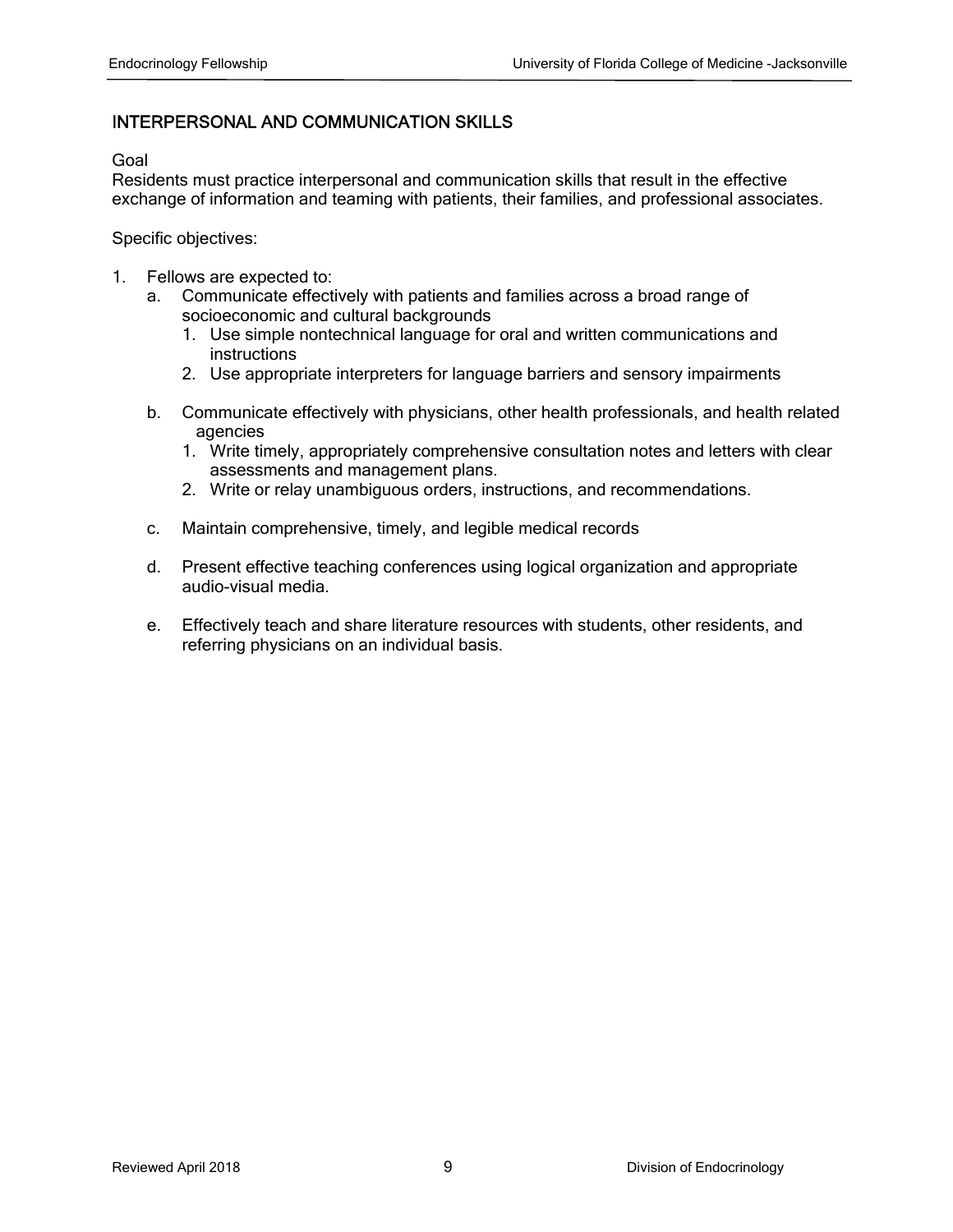## INTERPERSONAL AND COMMUNICATION SKILLS

Goal

Residents must practice interpersonal and communication skills that result in the effective exchange of information and teaming with patients, their families, and professional associates.

Specific objectives:

1. Fellows are expected to:
   a. Communicate effectively with patients and families across a broad range of socioeconomic and cultural backgrounds
      1. Use simple nontechnical language for oral and written communications and instructions
      2. Use appropriate interpreters for language barriers and sensory impairments

   b. Communicate effectively with physicians, other health professionals, and health related agencies
      1. Write timely, appropriately comprehensive consultation notes and letters with clear assessments and management plans.
      2. Write or relay unambiguous orders, instructions, and recommendations.

   c. Maintain comprehensive, timely, and legible medical records

   d. Present effective teaching conferences using logical organization and appropriate audio-visual media.

   e. Effectively teach and share literature resources with students, other residents, and referring physicians on an individual basis.